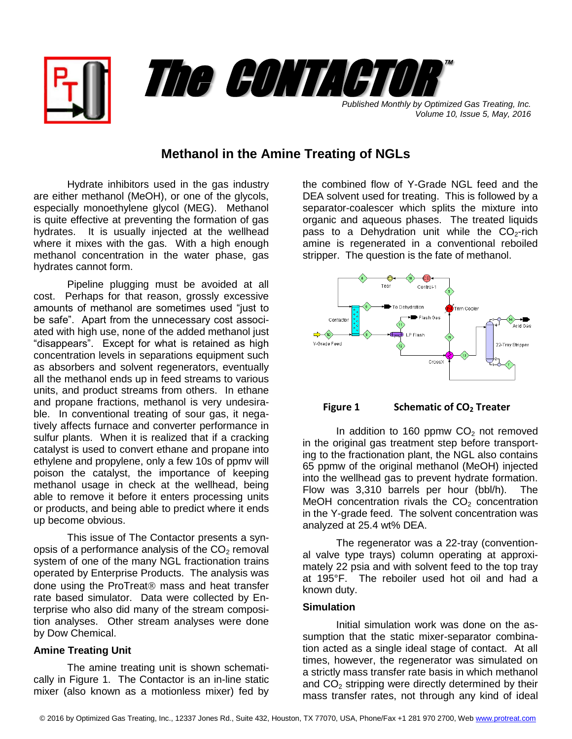# The CONTACTOR™

*Published Monthly by Optimized Gas Treating, Inc.*
*Volume 10, Issue 5, May, 2016*

## Methanol in the Amine Treating of NGLs

Hydrate inhibitors used in the gas industry are either methanol (MeOH), or one of the glycols, especially monoethylene glycol (MEG). Methanol is quite effective at preventing the formation of gas hydrates. It is usually injected at the wellhead where it mixes with the gas. With a high enough methanol concentration in the water phase, gas hydrates cannot form.

Pipeline plugging must be avoided at all cost. Perhaps for that reason, grossly excessive amounts of methanol are sometimes used "just to be safe". Apart from the unnecessary cost associated with high use, none of the added methanol just "disappears". Except for what is retained as high concentration levels in separations equipment such as absorbers and solvent regenerators, eventually all the methanol ends up in feed streams to various units, and product streams from others. In ethane and propane fractions, methanol is very undesirable. In conventional treating of sour gas, it negatively affects furnace and converter performance in sulfur plants. When it is realized that if a cracking catalyst is used to convert ethane and propane into ethylene and propylene, only a few 10s of ppmv will poison the catalyst, the importance of keeping methanol usage in check at the wellhead, being able to remove it before it enters processing units or products, and being able to predict where it ends up become obvious.

This issue of The Contactor presents a synopsis of a performance analysis of the $CO_2$ removal system of one of the many NGL fractionation trains operated by Enterprise Products. The analysis was done using the ProTreat® mass and heat transfer rate based simulator. Data were collected by Enterprise who also did many of the stream composition analyses. Other stream analyses were done by Dow Chemical.

### Amine Treating Unit

The amine treating unit is shown schematically in Figure 1. The Contactor is an in-line static mixer (also known as a motionless mixer) fed by the combined flow of Y-Grade NGL feed and the DEA solvent used for treating. This is followed by a separator-coalescer which splits the mixture into organic and aqueous phases. The treated liquids pass to a Dehydration unit while the $CO_2$-rich amine is regenerated in a conventional reboiled stripper. The question is the fate of methanol.

**Figure 1 Schematic of $CO_2$ Treater**

In addition to 160 ppmw $CO_2$ not removed in the original gas treatment step before transporting to the fractionation plant, the NGL also contains 65 ppmw of the original methanol (MeOH) injected into the wellhead gas to prevent hydrate formation. Flow was 3,310 barrels per hour (bbl/h). The MeOH concentration rivals the $CO_2$ concentration in the Y-grade feed. The solvent concentration was analyzed at 25.4 wt% DEA.

The regenerator was a 22-tray (conventional valve type trays) column operating at approximately 22 psia and with solvent feed to the top tray at 195°F. The reboiler used hot oil and had a known duty.

### Simulation

Initial simulation work was done on the assumption that the static mixer-separator combination acted as a single ideal stage of contact. At all times, however, the regenerator was simulated on a strictly mass transfer rate basis in which methanol and $CO_2$ stripping were directly determined by their mass transfer rates, not through any kind of ideal

© 2016 by Optimized Gas Treating, Inc., 12337 Jones Rd., Suite 432, Houston, TX 77070, USA, Phone/Fax +1 281 970 2700, Web www.protreat.com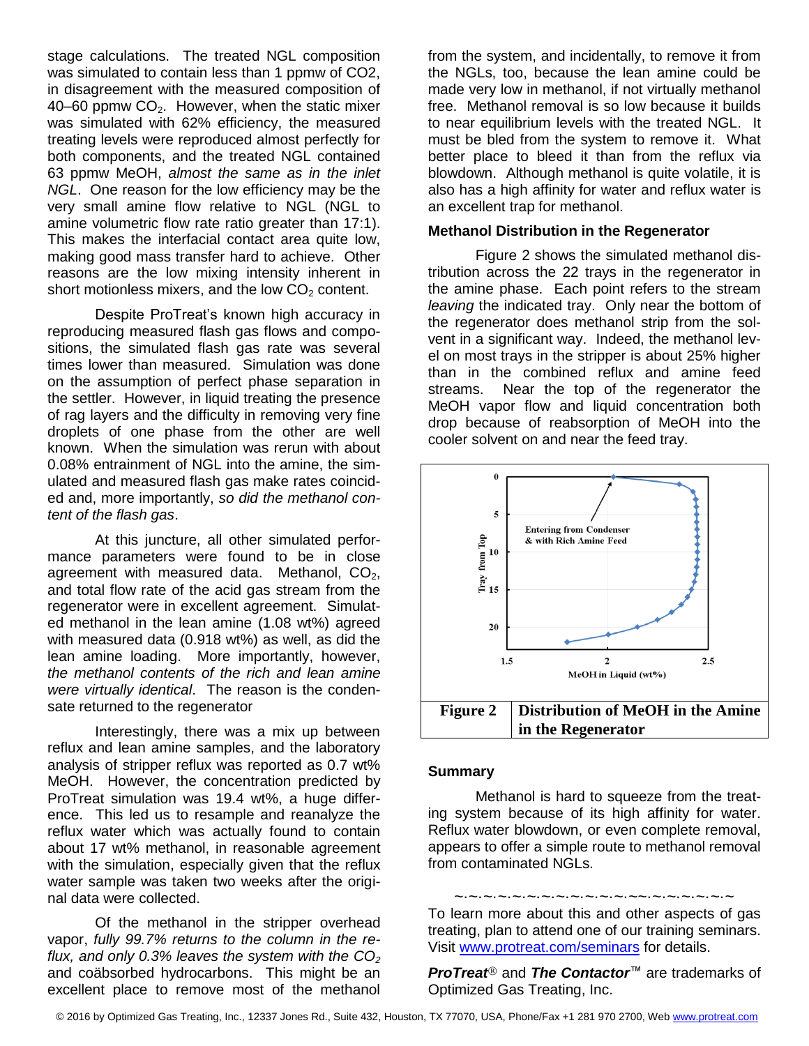stage calculations. The treated NGL composition was simulated to contain less than 1 ppmw of CO2, in disagreement with the measured composition of 40–60 ppmw $CO_2$. However, when the static mixer was simulated with 62% efficiency, the measured treating levels were reproduced almost perfectly for both components, and the treated NGL contained 63 ppmw MeOH, *almost the same as in the inlet NGL*. One reason for the low efficiency may be the very small amine flow relative to NGL (NGL to amine volumetric flow rate ratio greater than 17:1). This makes the interfacial contact area quite low, making good mass transfer hard to achieve. Other reasons are the low mixing intensity inherent in short motionless mixers, and the low $CO_2$ content.

Despite ProTreat's known high accuracy in reproducing measured flash gas flows and compositions, the simulated flash gas rate was several times lower than measured. Simulation was done on the assumption of perfect phase separation in the settler. However, in liquid treating the presence of rag layers and the difficulty in removing very fine droplets of one phase from the other are well known. When the simulation was rerun with about 0.08% entrainment of NGL into the amine, the simulated and measured flash gas make rates coincided and, more importantly, *so did the methanol content of the flash gas*.

At this juncture, all other simulated performance parameters were found to be in close agreement with measured data. Methanol, $CO_2$, and total flow rate of the acid gas stream from the regenerator were in excellent agreement. Simulated methanol in the lean amine (1.08 wt%) agreed with measured data (0.918 wt%) as well, as did the lean amine loading. More importantly, however, *the methanol contents of the rich and lean amine were virtually identical*. The reason is the condensate returned to the regenerator

Interestingly, there was a mix up between reflux and lean amine samples, and the laboratory analysis of stripper reflux was reported as 0.7 wt% MeOH. However, the concentration predicted by ProTreat simulation was 19.4 wt%, a huge difference. This led us to resample and reanalyze the reflux water which was actually found to contain about 17 wt% methanol, in reasonable agreement with the simulation, especially given that the reflux water sample was taken two weeks after the original data were collected.

Of the methanol in the stripper overhead vapor, *fully 99.7% returns to the column in the reflux, and only 0.3% leaves the system with the $CO_2$* and coäbsorbed hydrocarbons. This might be an excellent place to remove most of the methanol from the system, and incidentally, to remove it from the NGLs, too, because the lean amine could be made very low in methanol, if not virtually methanol free. Methanol removal is so low because it builds to near equilibrium levels with the treated NGL. It must be bled from the system to remove it. What better place to bleed it than from the reflux via blowdown. Although methanol is quite volatile, it is also has a high affinity for water and reflux water is an excellent trap for methanol.

**Methanol Distribution in the Regenerator**

Figure 2 shows the simulated methanol distribution across the 22 trays in the regenerator in the amine phase. Each point refers to the stream *leaving* the indicated tray. Only near the bottom of the regenerator does methanol strip from the solvent in a significant way. Indeed, the methanol level on most trays in the stripper is about 25% higher than in the combined reflux and amine feed streams. Near the top of the regenerator the MeOH vapor flow and liquid concentration both drop because of reabsorption of MeOH into the cooler solvent on and near the feed tray.

Tray from Top
0
5
10
15
20
Entering from Condenser & with Rich Amine Feed
1.5
2
2.5
MeOH in Liquid (wt%)

**Figure 2** **Distribution of MeOH in the Amine in the Regenerator**

**Summary**

Methanol is hard to squeeze from the treating system because of its high affinity for water. Reflux water blowdown, or even complete removal, appears to offer a simple route to methanol removal from contaminated NGLs.

~.~.~.~.~.~.~.~.~.~.~.~.~.~~.~.~.~.~.~.~.~

To learn more about this and other aspects of gas treating, plan to attend one of our training seminars. Visit www.protreat.com/seminars for details.

***ProTreat***® and ***The Contactor***™ are trademarks of Optimized Gas Treating, Inc.

© 2016 by Optimized Gas Treating, Inc., 12337 Jones Rd., Suite 432, Houston, TX 77070, USA, Phone/Fax +1 281 970 2700, Web www.protreat.com